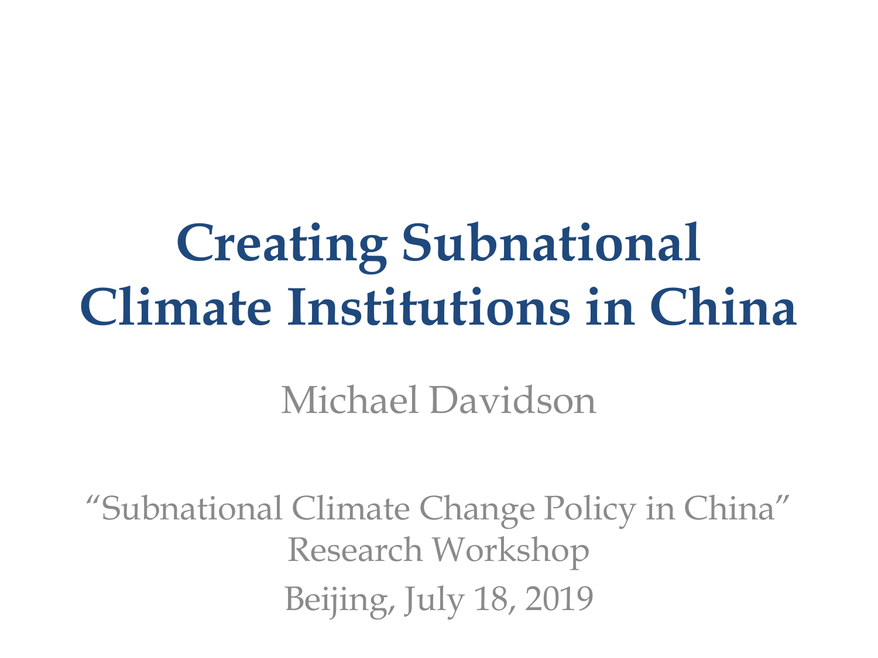# Creating Subnational Climate Institutions in China

Michael Davidson

"Subnational Climate Change Policy in China" Research Workshop

Beijing, July 18, 2019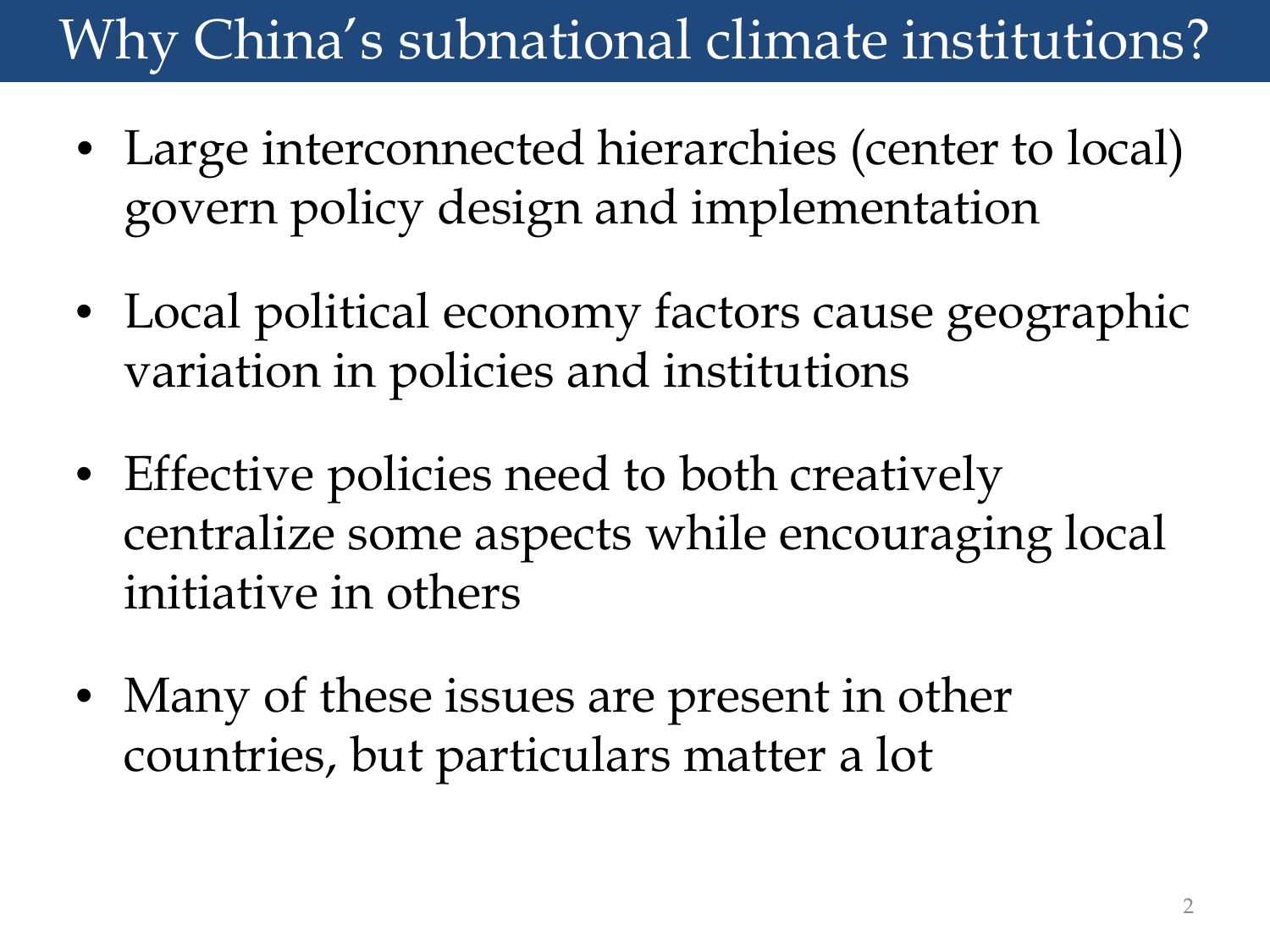# Why China's subnational climate institutions?

- Large interconnected hierarchies (center to local) govern policy design and implementation
- Local political economy factors cause geographic variation in policies and institutions
- Effective policies need to both creatively centralize some aspects while encouraging local initiative in others
- Many of these issues are present in other countries, but particulars matter a lot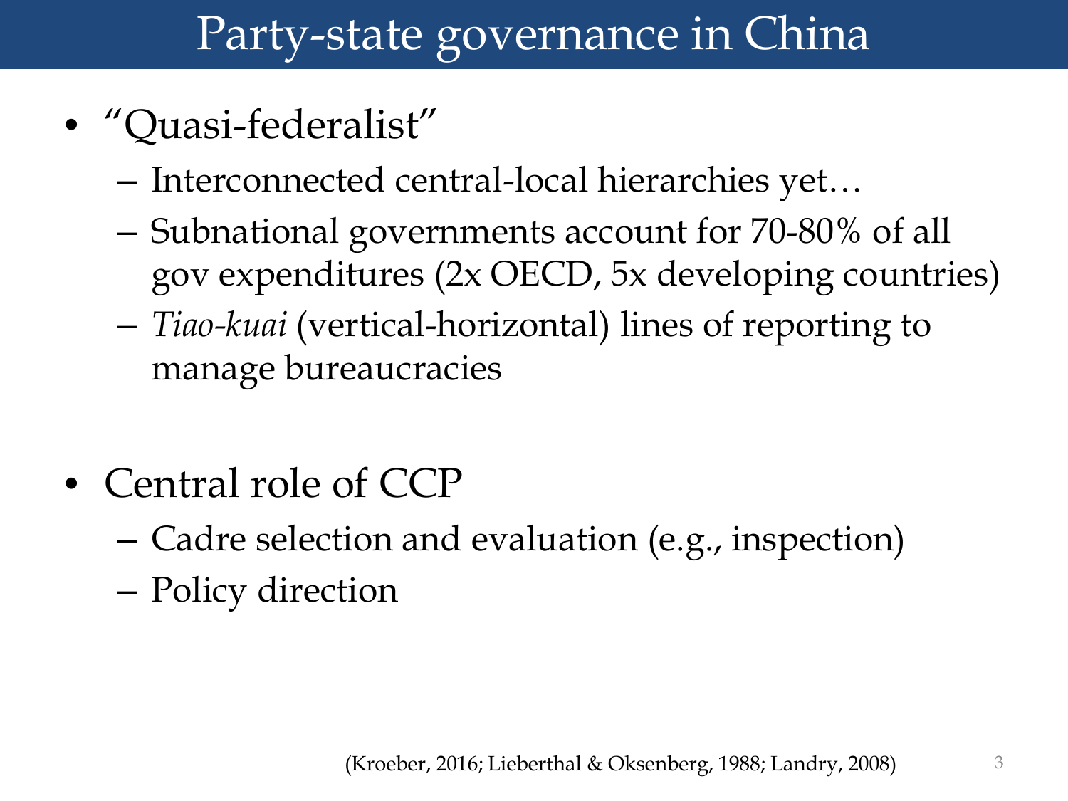# Party-state governance in China

- "Quasi-federalist"
  - Interconnected central-local hierarchies yet…
  - Subnational governments account for 70-80% of all gov expenditures (2x OECD, 5x developing countries)
  - *Tiao-kuai* (vertical-horizontal) lines of reporting to manage bureaucracies

- Central role of CCP
  - Cadre selection and evaluation (e.g., inspection)
  - Policy direction

(Kroeber, 2016; Lieberthal & Oksenberg, 1988; Landry, 2008)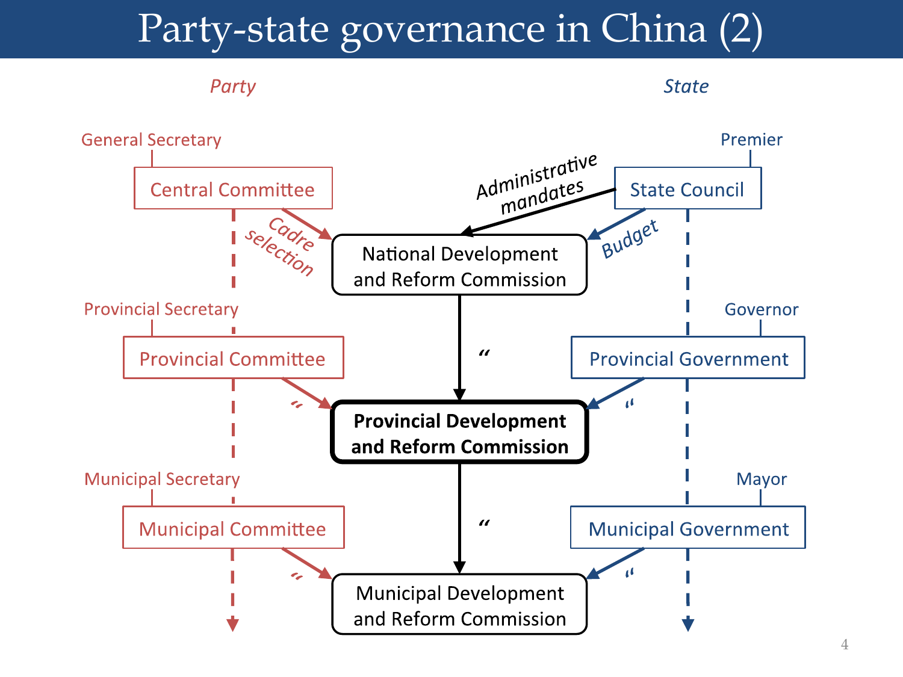# Party-state governance in China (2)

*Party*

*State*

General Secretary

Central Committee

*Cadre selection*

Administrative mandates

Premier

State Council

*Budget*

National Development and Reform Commission

Provincial Secretary

Provincial Committee

“

Governor

Provincial Government

“

**Provincial Development and Reform Commission**

“

Municipal Secretary

Municipal Committee

“

Mayor

Municipal Government

“

Municipal Development and Reform Commission

“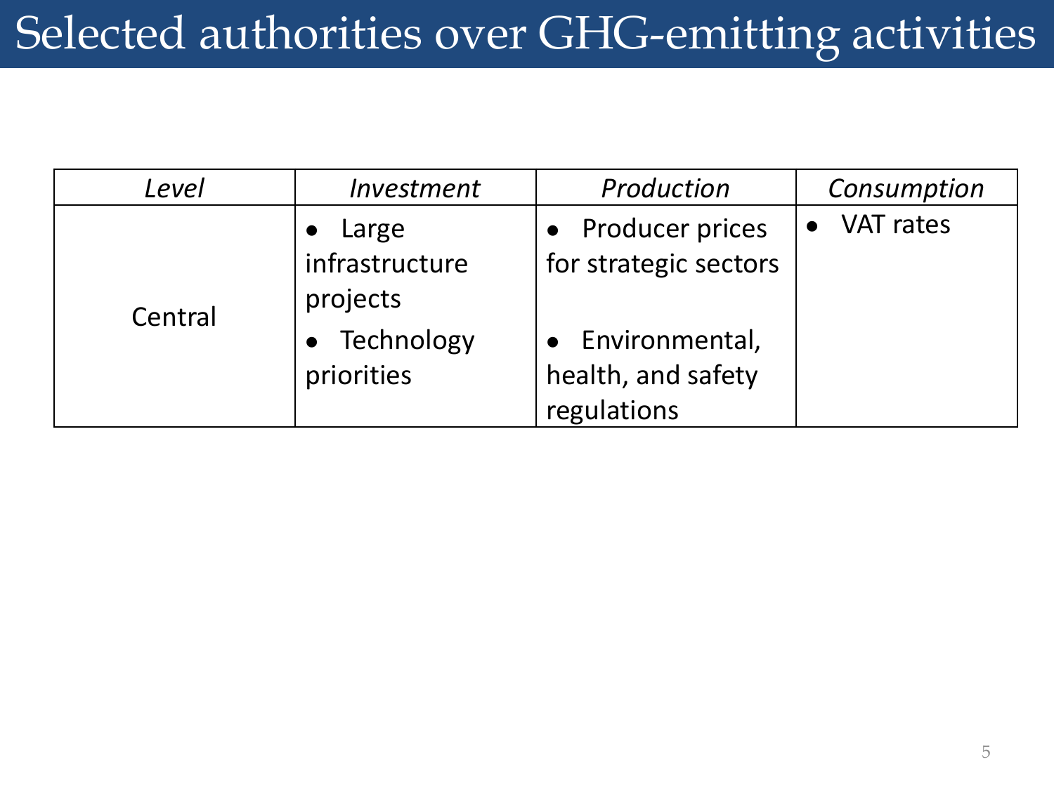# Selected authorities over GHG-emitting activities

| *Level* | *Investment* | *Production* | *Consumption* |
|---|---|---|---|
| Central | • Large infrastructure projects<br>• Technology priorities | • Producer prices for strategic sectors<br>• Environmental, health, and safety regulations | • VAT rates |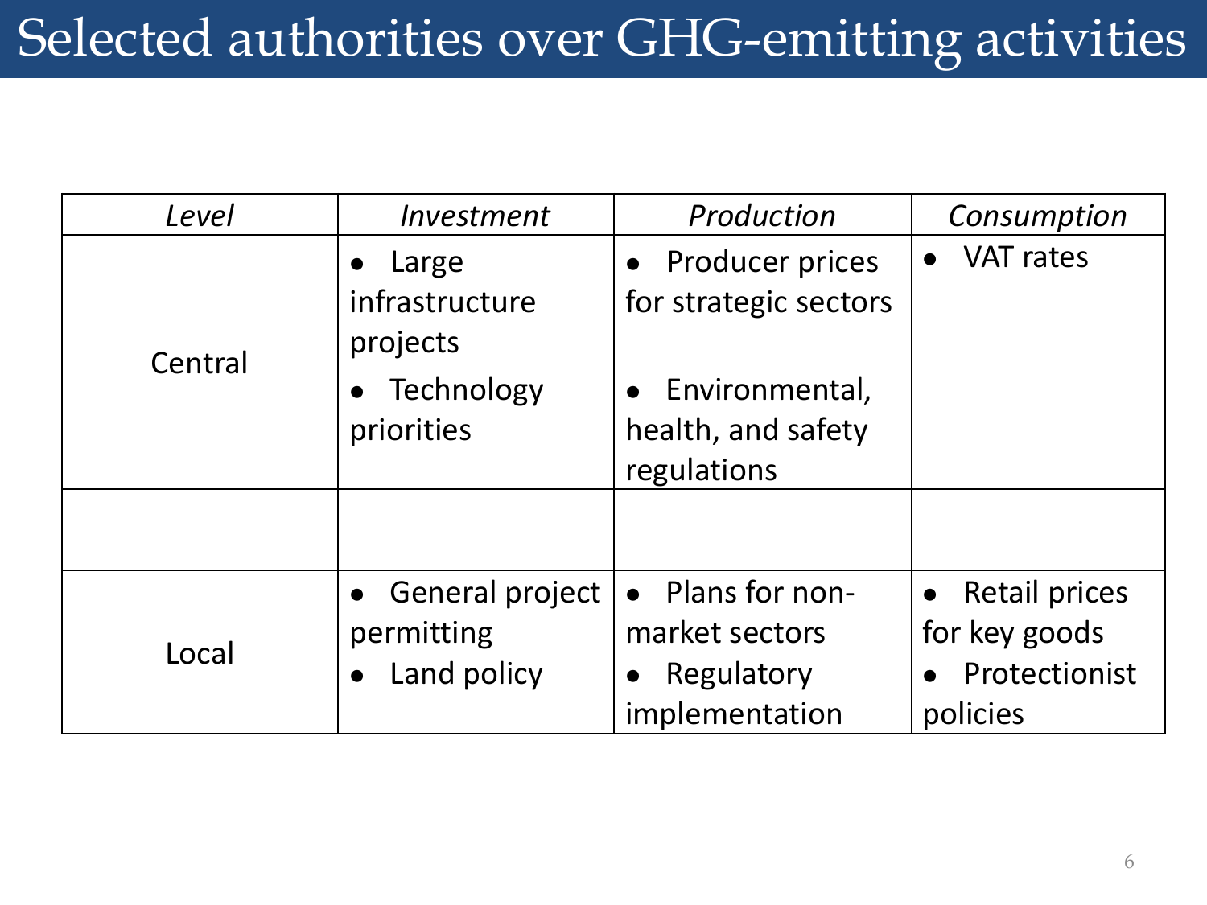# Selected authorities over GHG-emitting activities

| *Level* | *Investment* | *Production* | *Consumption* |
| --- | --- | --- | --- |
| Central | • Large infrastructure projects<br>• Technology priorities | • Producer prices for strategic sectors<br>• Environmental, health, and safety regulations | • VAT rates |
| | | | |
| Local | • General project permitting<br>• Land policy | • Plans for non-market sectors<br>• Regulatory implementation | • Retail prices for key goods<br>• Protectionist policies |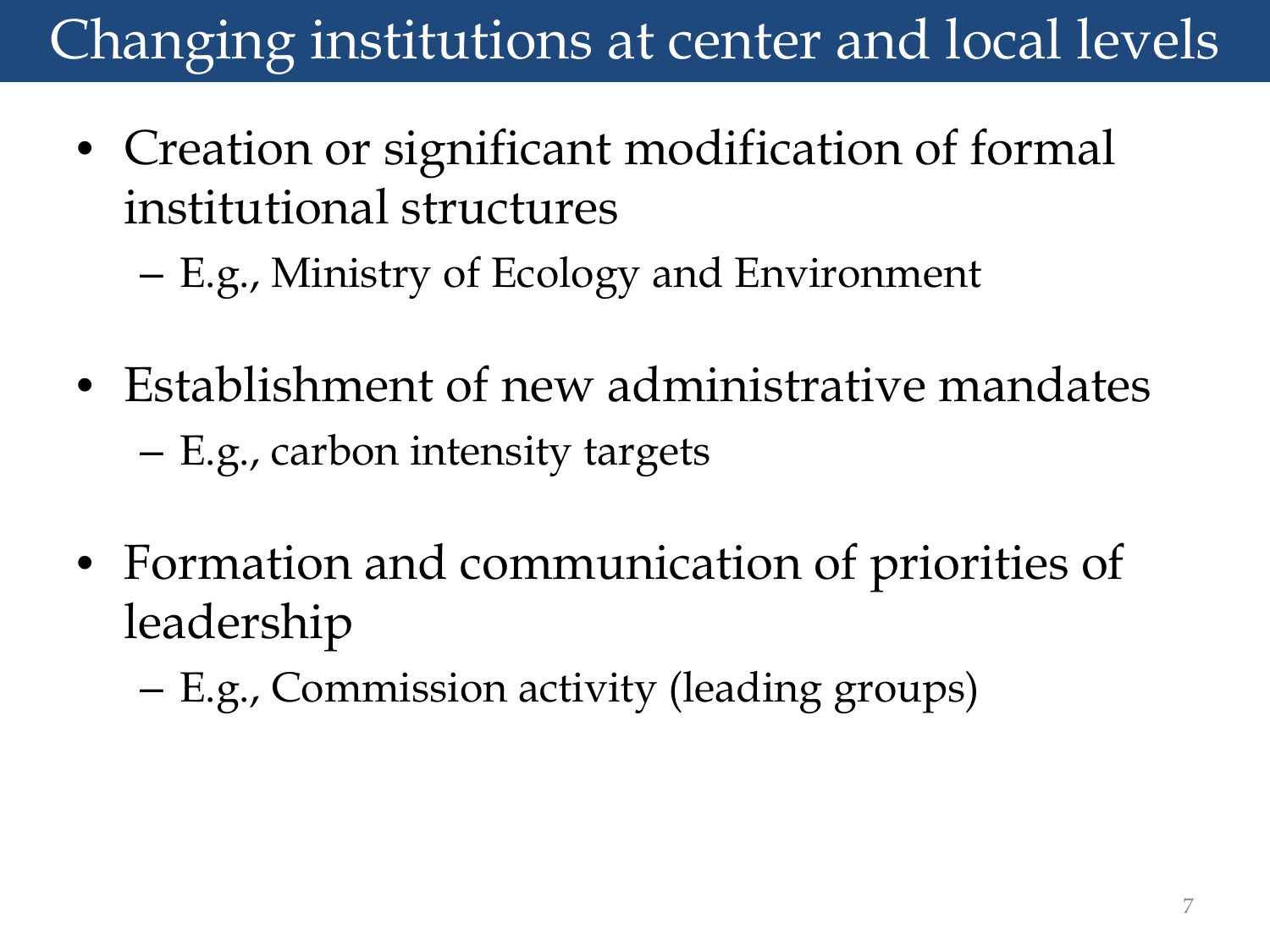# Changing institutions at center and local levels

- Creation or significant modification of formal institutional structures
  - E.g., Ministry of Ecology and Environment

- Establishment of new administrative mandates
  - E.g., carbon intensity targets

- Formation and communication of priorities of leadership
  - E.g., Commission activity (leading groups)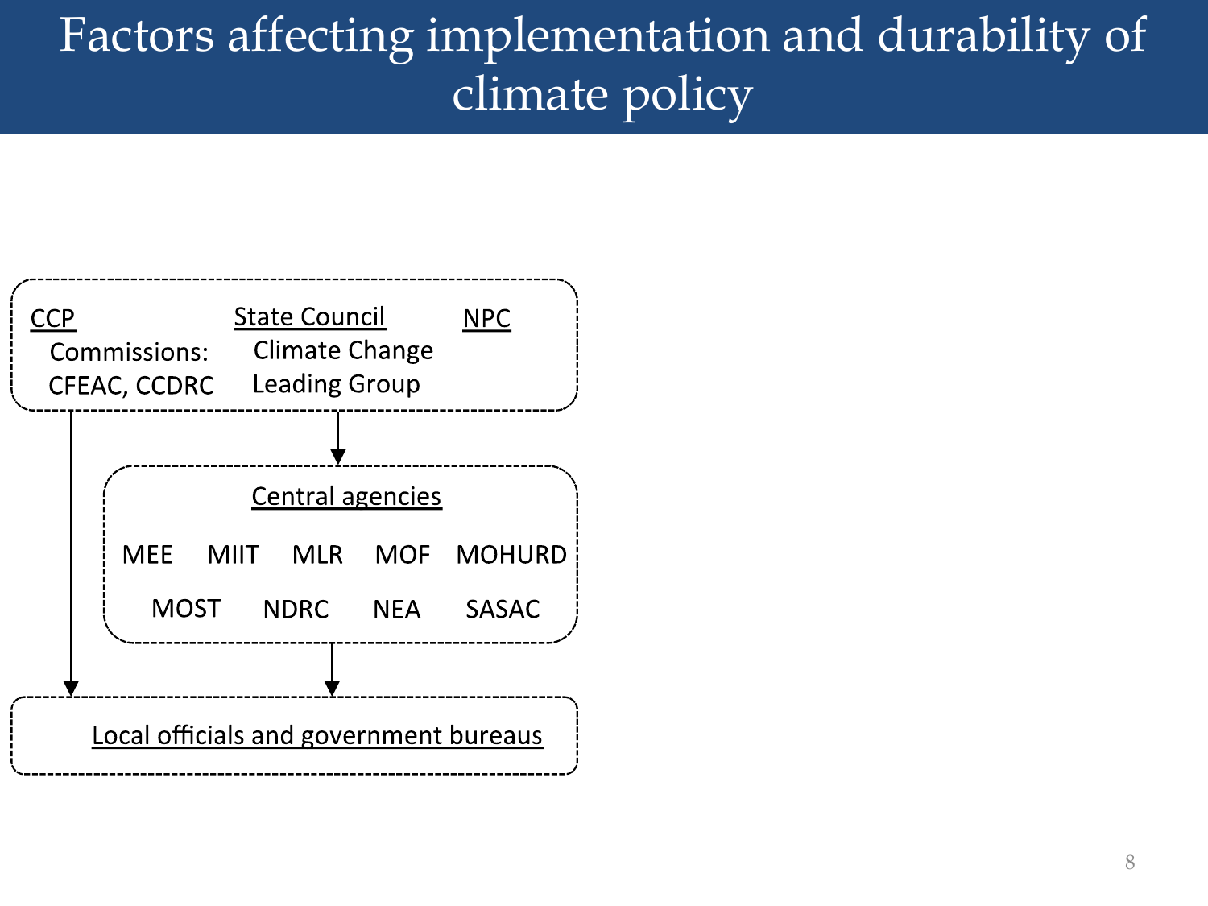# Factors affecting implementation and durability of climate policy

CCP
Commissions:
CFEAC, CCDRC

State Council
Climate Change
Leading Group

NPC

Central agencies

MEE MIIT MLR MOF MOHURD

MOST NDRC NEA SASAC

Local officials and government bureaus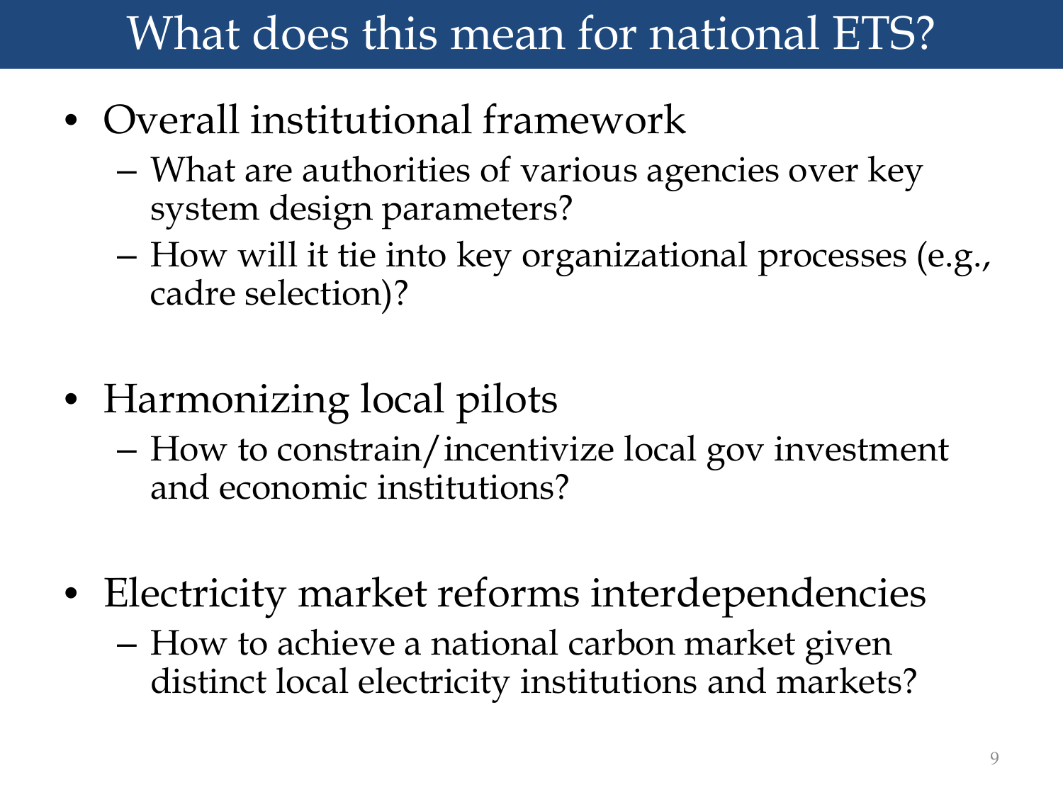# What does this mean for national ETS?

- Overall institutional framework
  - What are authorities of various agencies over key system design parameters?
  - How will it tie into key organizational processes (e.g., cadre selection)?

- Harmonizing local pilots
  - How to constrain/incentivize local gov investment and economic institutions?

- Electricity market reforms interdependencies
  - How to achieve a national carbon market given distinct local electricity institutions and markets?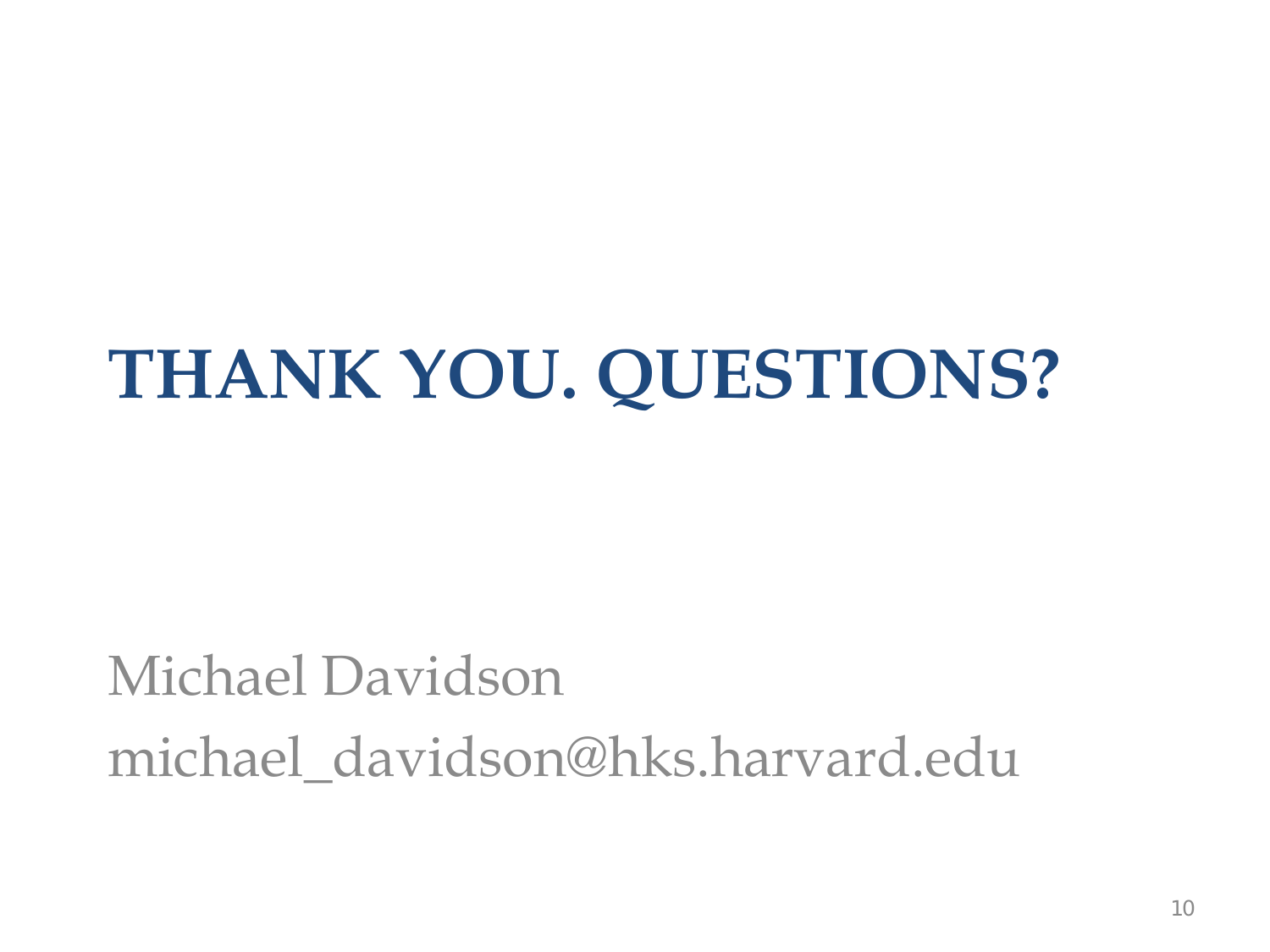# THANK YOU. QUESTIONS?

Michael Davidson

michael_davidson@hks.harvard.edu